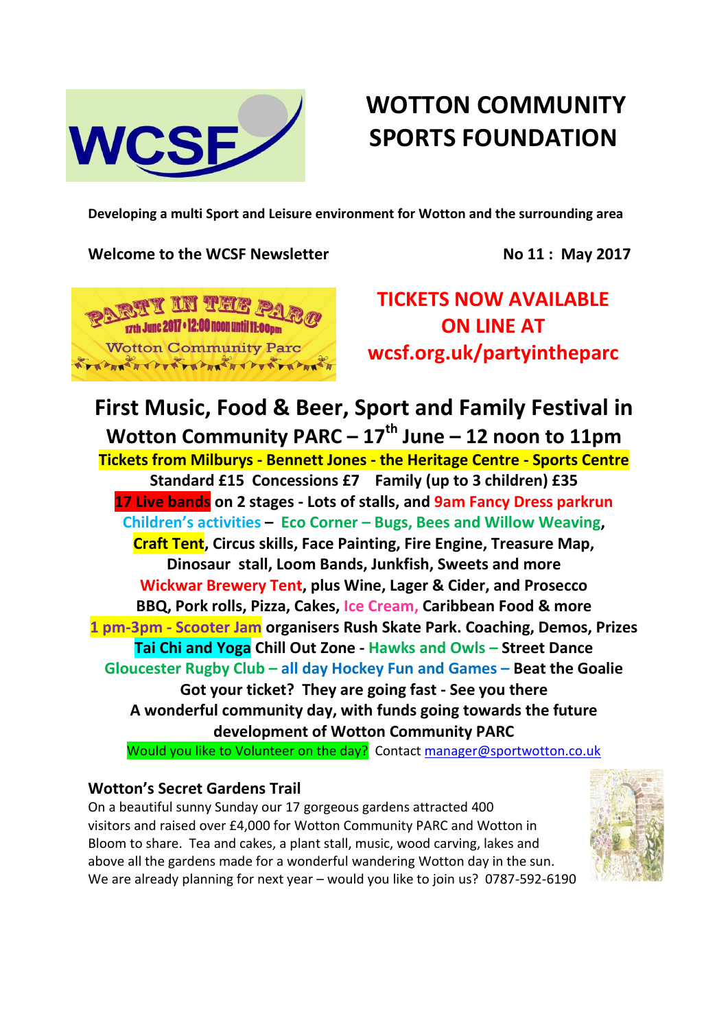# WOTTON COMMUNITY SPORTS FOUNDATION

**Developing a multi Sport and Leisure environment for Wotton and the surrounding area**

**Welcome to the WCSF Newsletter** **No 11 : May 2017**

PARTY IN THE PARC
17th June 2017 • 12:00 noon until 11:00pm
Wotton Community Parc

## TICKETS NOW AVAILABLE ON LINE AT wcsf.org.uk/partyintheparc

## First Music, Food & Beer, Sport and Family Festival in Wotton Community PARC – 17th June – 12 noon to 11pm

**Tickets from Milburys - Bennett Jones - the Heritage Centre - Sports Centre**

**Standard £15 Concessions £7 Family (up to 3 children) £35**

**17 Live bands on 2 stages - Lots of stalls, and 9am Fancy Dress parkrun**

**Children's activities – Eco Corner – Bugs, Bees and Willow Weaving, Craft Tent, Circus skills, Face Painting, Fire Engine, Treasure Map, Dinosaur stall, Loom Bands, Junkfish, Sweets and more**

**Wickwar Brewery Tent, plus Wine, Lager & Cider, and Prosecco**

**BBQ, Pork rolls, Pizza, Cakes, Ice Cream, Caribbean Food & more**

**1 pm-3pm - Scooter Jam organisers Rush Skate Park. Coaching, Demos, Prizes**

**Tai Chi and Yoga Chill Out Zone - Hawks and Owls – Street Dance**

**Gloucester Rugby Club – all day Hockey Fun and Games – Beat the Goalie**

**Got your ticket? They are going fast - See you there**

**A wonderful community day, with funds going towards the future development of Wotton Community PARC**

Would you like to Volunteer on the day? Contact manager@sportwotton.co.uk

### Wotton's Secret Gardens Trail

On a beautiful sunny Sunday our 17 gorgeous gardens attracted 400 visitors and raised over £4,000 for Wotton Community PARC and Wotton in Bloom to share. Tea and cakes, a plant stall, music, wood carving, lakes and above all the gardens made for a wonderful wandering Wotton day in the sun. We are already planning for next year – would you like to join us? 0787-592-6190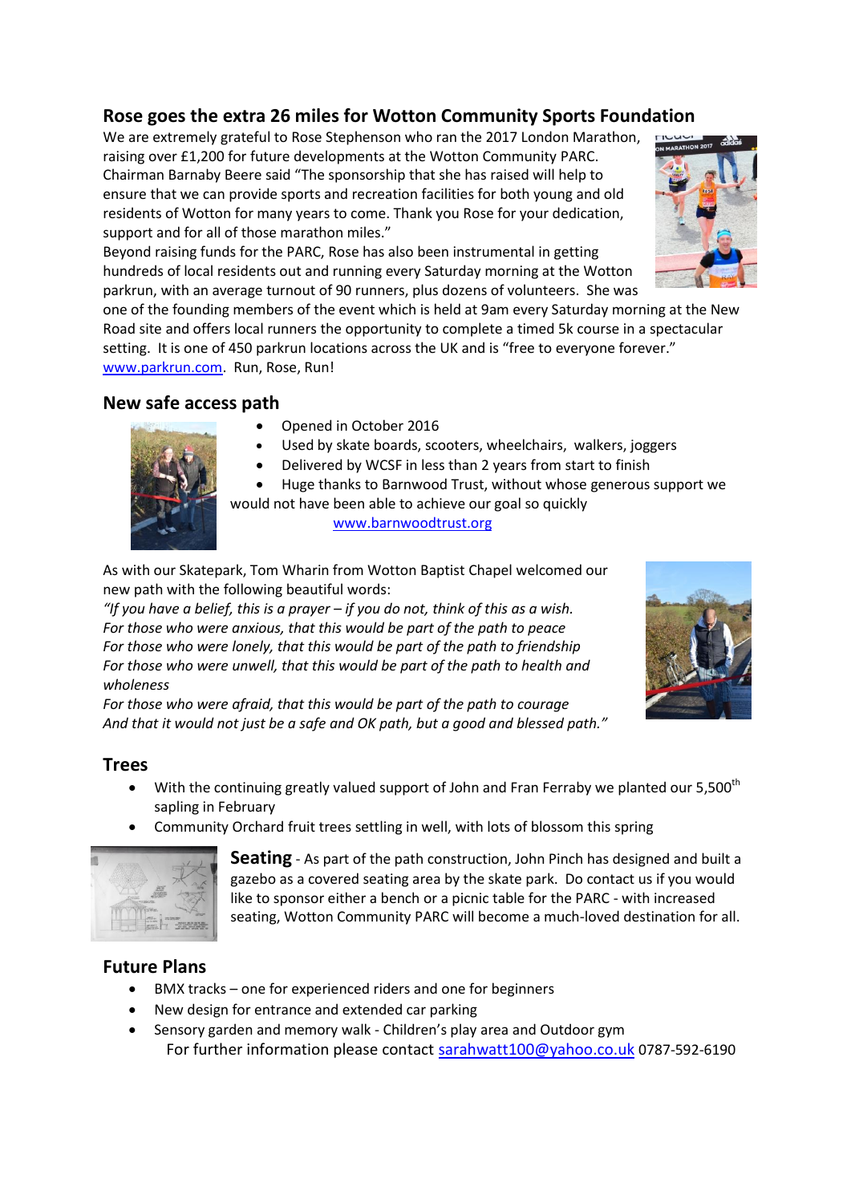## Rose goes the extra 26 miles for Wotton Community Sports Foundation

We are extremely grateful to Rose Stephenson who ran the 2017 London Marathon, raising over £1,200 for future developments at the Wotton Community PARC. Chairman Barnaby Beere said "The sponsorship that she has raised will help to ensure that we can provide sports and recreation facilities for both young and old residents of Wotton for many years to come. Thank you Rose for your dedication, support and for all of those marathon miles."

Beyond raising funds for the PARC, Rose has also been instrumental in getting hundreds of local residents out and running every Saturday morning at the Wotton parkrun, with an average turnout of 90 runners, plus dozens of volunteers. She was one of the founding members of the event which is held at 9am every Saturday morning at the New Road site and offers local runners the opportunity to complete a timed 5k course in a spectacular setting. It is one of 450 parkrun locations across the UK and is "free to everyone forever." www.parkrun.com. Run, Rose, Run!

## New safe access path

- Opened in October 2016
- Used by skate boards, scooters, wheelchairs, walkers, joggers
- Delivered by WCSF in less than 2 years from start to finish
- Huge thanks to Barnwood Trust, without whose generous support we would not have been able to achieve our goal so quickly

www.barnwoodtrust.org

As with our Skatepark, Tom Wharin from Wotton Baptist Chapel welcomed our new path with the following beautiful words:

*"If you have a belief, this is a prayer – if you do not, think of this as a wish.*
*For those who were anxious, that this would be part of the path to peace*
*For those who were lonely, that this would be part of the path to friendship*
*For those who were unwell, that this would be part of the path to health and wholeness*
*For those who were afraid, that this would be part of the path to courage*
*And that it would not just be a safe and OK path, but a good and blessed path."*

## Trees

- With the continuing greatly valued support of John and Fran Ferraby we planted our 5,500th sapling in February
- Community Orchard fruit trees settling in well, with lots of blossom this spring

**Seating** - As part of the path construction, John Pinch has designed and built a gazebo as a covered seating area by the skate park. Do contact us if you would like to sponsor either a bench or a picnic table for the PARC - with increased seating, Wotton Community PARC will become a much-loved destination for all.

## Future Plans

- BMX tracks – one for experienced riders and one for beginners
- New design for entrance and extended car parking
- Sensory garden and memory walk - Children's play area and Outdoor gym

For further information please contact sarahwatt100@yahoo.co.uk 0787-592-6190